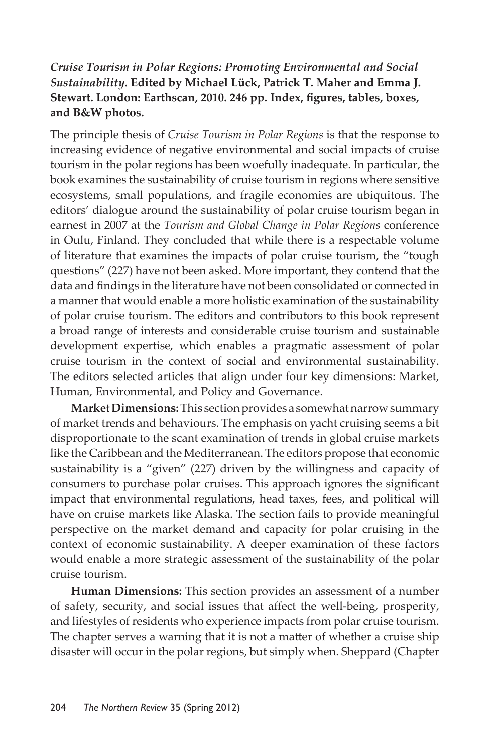***Cruise Tourism in Polar Regions: Promoting Environmental and Social Sustainability.* Edited by Michael Lück, Patrick T. Maher and Emma J. Stewart. London: Earthscan, 2010. 246 pp. Index, figures, tables, boxes, and B&W photos.**

The principle thesis of *Cruise Tourism in Polar Regions* is that the response to increasing evidence of negative environmental and social impacts of cruise tourism in the polar regions has been woefully inadequate. In particular, the book examines the sustainability of cruise tourism in regions where sensitive ecosystems, small populations, and fragile economies are ubiquitous. The editors' dialogue around the sustainability of polar cruise tourism began in earnest in 2007 at the *Tourism and Global Change in Polar Regions* conference in Oulu, Finland. They concluded that while there is a respectable volume of literature that examines the impacts of polar cruise tourism, the "tough questions" (227) have not been asked. More important, they contend that the data and findings in the literature have not been consolidated or connected in a manner that would enable a more holistic examination of the sustainability of polar cruise tourism. The editors and contributors to this book represent a broad range of interests and considerable cruise tourism and sustainable development expertise, which enables a pragmatic assessment of polar cruise tourism in the context of social and environmental sustainability. The editors selected articles that align under four key dimensions: Market, Human, Environmental, and Policy and Governance.

**Market Dimensions:** This section provides a somewhat narrow summary of market trends and behaviours. The emphasis on yacht cruising seems a bit disproportionate to the scant examination of trends in global cruise markets like the Caribbean and the Mediterranean. The editors propose that economic sustainability is a "given" (227) driven by the willingness and capacity of consumers to purchase polar cruises. This approach ignores the significant impact that environmental regulations, head taxes, fees, and political will have on cruise markets like Alaska. The section fails to provide meaningful perspective on the market demand and capacity for polar cruising in the context of economic sustainability. A deeper examination of these factors would enable a more strategic assessment of the sustainability of the polar cruise tourism.

**Human Dimensions:** This section provides an assessment of a number of safety, security, and social issues that affect the well-being, prosperity, and lifestyles of residents who experience impacts from polar cruise tourism. The chapter serves a warning that it is not a matter of whether a cruise ship disaster will occur in the polar regions, but simply when. Sheppard (Chapter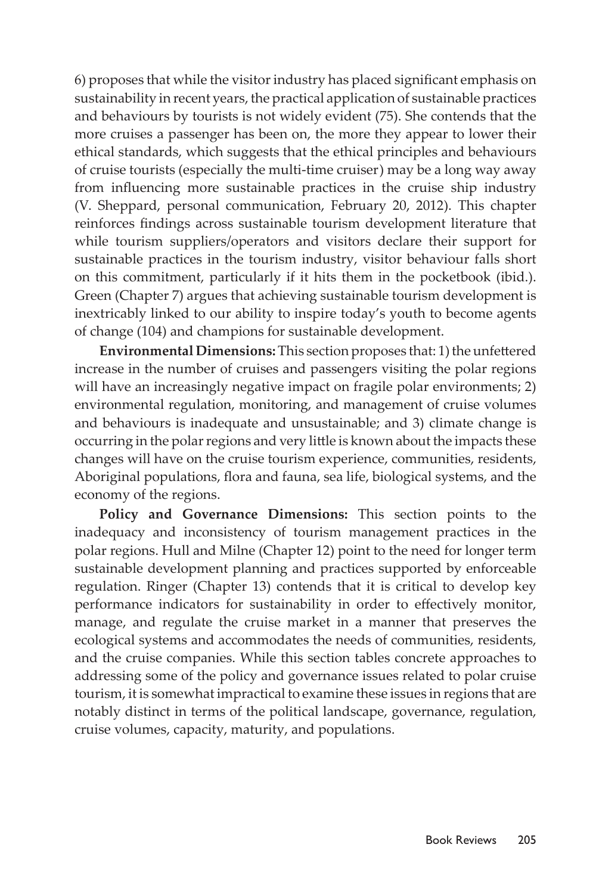6) proposes that while the visitor industry has placed significant emphasis on sustainability in recent years, the practical application of sustainable practices and behaviours by tourists is not widely evident (75). She contends that the more cruises a passenger has been on, the more they appear to lower their ethical standards, which suggests that the ethical principles and behaviours of cruise tourists (especially the multi-time cruiser) may be a long way away from influencing more sustainable practices in the cruise ship industry (V. Sheppard, personal communication, February 20, 2012). This chapter reinforces findings across sustainable tourism development literature that while tourism suppliers/operators and visitors declare their support for sustainable practices in the tourism industry, visitor behaviour falls short on this commitment, particularly if it hits them in the pocketbook (ibid.). Green (Chapter 7) argues that achieving sustainable tourism development is inextricably linked to our ability to inspire today's youth to become agents of change (104) and champions for sustainable development.

**Environmental Dimensions:** This section proposes that: 1) the unfettered increase in the number of cruises and passengers visiting the polar regions will have an increasingly negative impact on fragile polar environments; 2) environmental regulation, monitoring, and management of cruise volumes and behaviours is inadequate and unsustainable; and 3) climate change is occurring in the polar regions and very little is known about the impacts these changes will have on the cruise tourism experience, communities, residents, Aboriginal populations, flora and fauna, sea life, biological systems, and the economy of the regions.

**Policy and Governance Dimensions:** This section points to the inadequacy and inconsistency of tourism management practices in the polar regions. Hull and Milne (Chapter 12) point to the need for longer term sustainable development planning and practices supported by enforceable regulation. Ringer (Chapter 13) contends that it is critical to develop key performance indicators for sustainability in order to effectively monitor, manage, and regulate the cruise market in a manner that preserves the ecological systems and accommodates the needs of communities, residents, and the cruise companies. While this section tables concrete approaches to addressing some of the policy and governance issues related to polar cruise tourism, it is somewhat impractical to examine these issues in regions that are notably distinct in terms of the political landscape, governance, regulation, cruise volumes, capacity, maturity, and populations.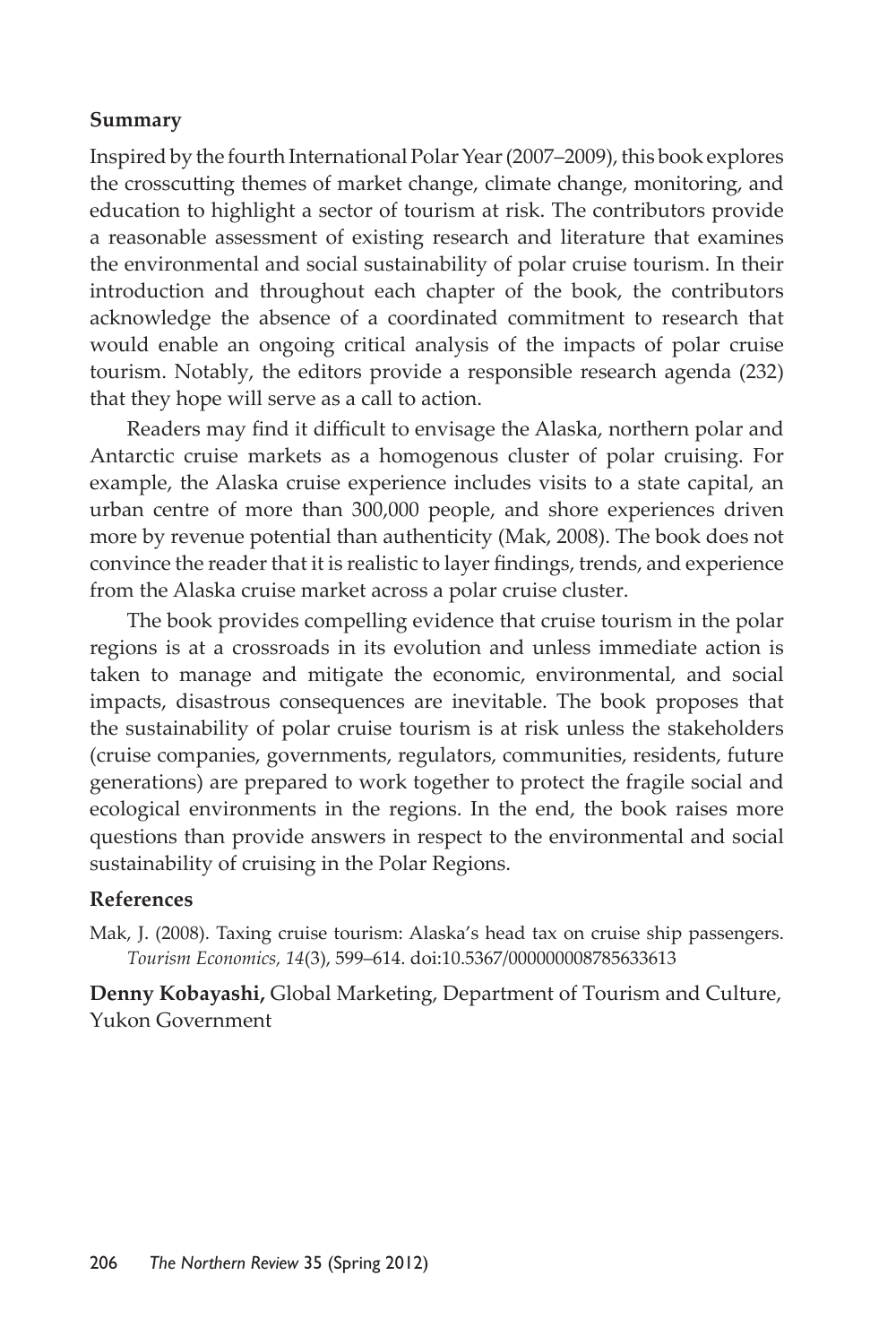**Summary**

Inspired by the fourth International Polar Year (2007–2009), this book explores the crosscutting themes of market change, climate change, monitoring, and education to highlight a sector of tourism at risk. The contributors provide a reasonable assessment of existing research and literature that examines the environmental and social sustainability of polar cruise tourism. In their introduction and throughout each chapter of the book, the contributors acknowledge the absence of a coordinated commitment to research that would enable an ongoing critical analysis of the impacts of polar cruise tourism. Notably, the editors provide a responsible research agenda (232) that they hope will serve as a call to action.

Readers may find it difficult to envisage the Alaska, northern polar and Antarctic cruise markets as a homogenous cluster of polar cruising. For example, the Alaska cruise experience includes visits to a state capital, an urban centre of more than 300,000 people, and shore experiences driven more by revenue potential than authenticity (Mak, 2008). The book does not convince the reader that it is realistic to layer findings, trends, and experience from the Alaska cruise market across a polar cruise cluster.

The book provides compelling evidence that cruise tourism in the polar regions is at a crossroads in its evolution and unless immediate action is taken to manage and mitigate the economic, environmental, and social impacts, disastrous consequences are inevitable. The book proposes that the sustainability of polar cruise tourism is at risk unless the stakeholders (cruise companies, governments, regulators, communities, residents, future generations) are prepared to work together to protect the fragile social and ecological environments in the regions. In the end, the book raises more questions than provide answers in respect to the environmental and social sustainability of cruising in the Polar Regions.

**References**

Mak, J. (2008). Taxing cruise tourism: Alaska's head tax on cruise ship passengers. *Tourism Economics, 14*(3), 599–614. doi:10.5367/000000008785633613

**Denny Kobayashi,** Global Marketing, Department of Tourism and Culture, Yukon Government